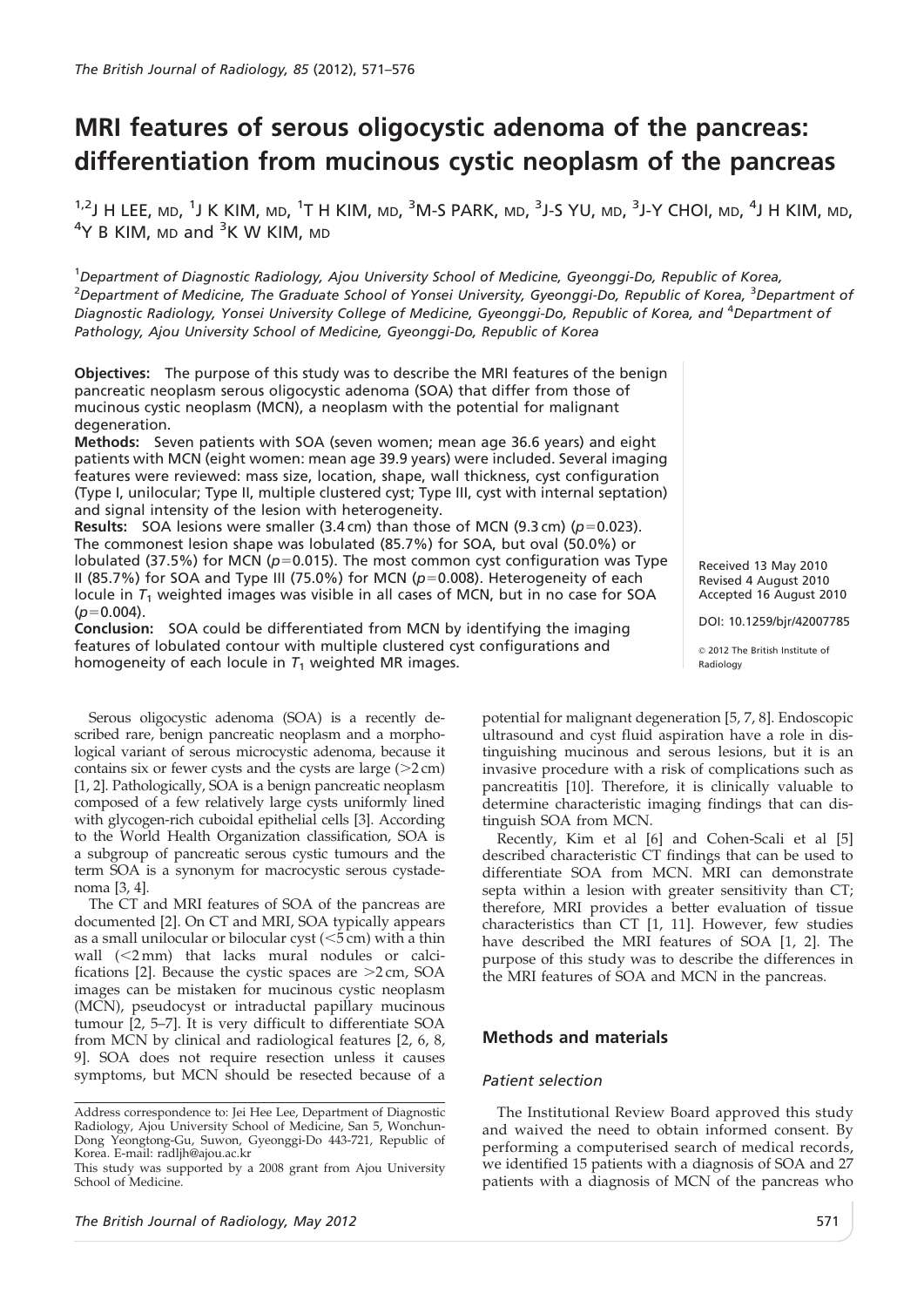# MRI features of serous oligocystic adenoma of the pancreas: differentiation from mucinous cystic neoplasm of the pancreas

[1,2]J H LEE, MD, [1]J K KIM, MD, [1]T H KIM, MD, [3]M-S PARK, MD, [3]J-S YU, MD, [3]J-Y CHOI, MD, [4]J H KIM, MD, [4]Y B KIM, MD and [3]K W KIM, MD

[1]Department of Diagnostic Radiology, Ajou University School of Medicine, Gyeonggi-Do, Republic of Korea, [2]Department of Medicine, The Graduate School of Yonsei University, Gyeonggi-Do, Republic of Korea, [3]Department of Diagnostic Radiology, Yonsei University College of Medicine, Gyeonggi-Do, Republic of Korea, and [4]Department of Pathology, Ajou University School of Medicine, Gyeonggi-Do, Republic of Korea

**Objectives:** The purpose of this study was to describe the MRI features of the benign pancreatic neoplasm serous oligocystic adenoma (SOA) that differ from those of mucinous cystic neoplasm (MCN), a neoplasm with the potential for malignant degeneration.

**Methods:** Seven patients with SOA (seven women; mean age 36.6 years) and eight patients with MCN (eight women: mean age 39.9 years) were included. Several imaging features were reviewed: mass size, location, shape, wall thickness, cyst configuration (Type I, unilocular; Type II, multiple clustered cyst; Type III, cyst with internal septation) and signal intensity of the lesion with heterogeneity.

**Results:** SOA lesions were smaller (3.4 cm) than those of MCN (9.3 cm) ($p$=0.023). The commonest lesion shape was lobulated (85.7%) for SOA, but oval (50.0%) or lobulated (37.5%) for MCN ($p$=0.015). The most common cyst configuration was Type II (85.7%) for SOA and Type III (75.0%) for MCN ($p$=0.008). Heterogeneity of each locule in $T_1$ weighted images was visible in all cases of MCN, but in no case for SOA ($p$=0.004).

**Conclusion:** SOA could be differentiated from MCN by identifying the imaging features of lobulated contour with multiple clustered cyst configurations and homogeneity of each locule in $T_1$ weighted MR images.

Received 13 May 2010
Revised 4 August 2010
Accepted 16 August 2010

DOI: 10.1259/bjr/42007785

© 2012 The British Institute of Radiology

Serous oligocystic adenoma (SOA) is a recently described rare, benign pancreatic neoplasm and a morphological variant of serous microcystic adenoma, because it contains six or fewer cysts and the cysts are large (>2 cm) [1, 2]. Pathologically, SOA is a benign pancreatic neoplasm composed of a few relatively large cysts uniformly lined with glycogen-rich cuboidal epithelial cells [3]. According to the World Health Organization classification, SOA is a subgroup of pancreatic serous cystic tumours and the term SOA is a synonym for macrocystic serous cystadenoma [3, 4].

The CT and MRI features of SOA of the pancreas are documented [2]. On CT and MRI, SOA typically appears as a small unilocular or bilocular cyst (<5 cm) with a thin wall (<2 mm) that lacks mural nodules or calcifications [2]. Because the cystic spaces are >2 cm, SOA images can be mistaken for mucinous cystic neoplasm (MCN), pseudocyst or intraductal papillary mucinous tumour [2, 5–7]. It is very difficult to differentiate SOA from MCN by clinical and radiological features [2, 6, 8, 9]. SOA does not require resection unless it causes symptoms, but MCN should be resected because of a potential for malignant degeneration [5, 7, 8]. Endoscopic ultrasound and cyst fluid aspiration have a role in distinguishing mucinous and serous lesions, but it is an invasive procedure with a risk of complications such as pancreatitis [10]. Therefore, it is clinically valuable to determine characteristic imaging findings that can distinguish SOA from MCN.

Recently, Kim et al [6] and Cohen-Scali et al [5] described characteristic CT findings that can be used to differentiate SOA from MCN. MRI can demonstrate septa within a lesion with greater sensitivity than CT; therefore, MRI provides a better evaluation of tissue characteristics than CT [1, 11]. However, few studies have described the MRI features of SOA [1, 2]. The purpose of this study was to describe the differences in the MRI features of SOA and MCN in the pancreas.

## Methods and materials

### Patient selection

The Institutional Review Board approved this study and waived the need to obtain informed consent. By performing a computerised search of medical records, we identified 15 patients with a diagnosis of SOA and 27 patients with a diagnosis of MCN of the pancreas who

Address correspondence to: Jei Hee Lee, Department of Diagnostic Radiology, Ajou University School of Medicine, San 5, Wonchun-Dong Yeongtong-Gu, Suwon, Gyeonggi-Do 443-721, Republic of Korea. E-mail: radljh@ajou.ac.kr

This study was supported by a 2008 grant from Ajou University School of Medicine.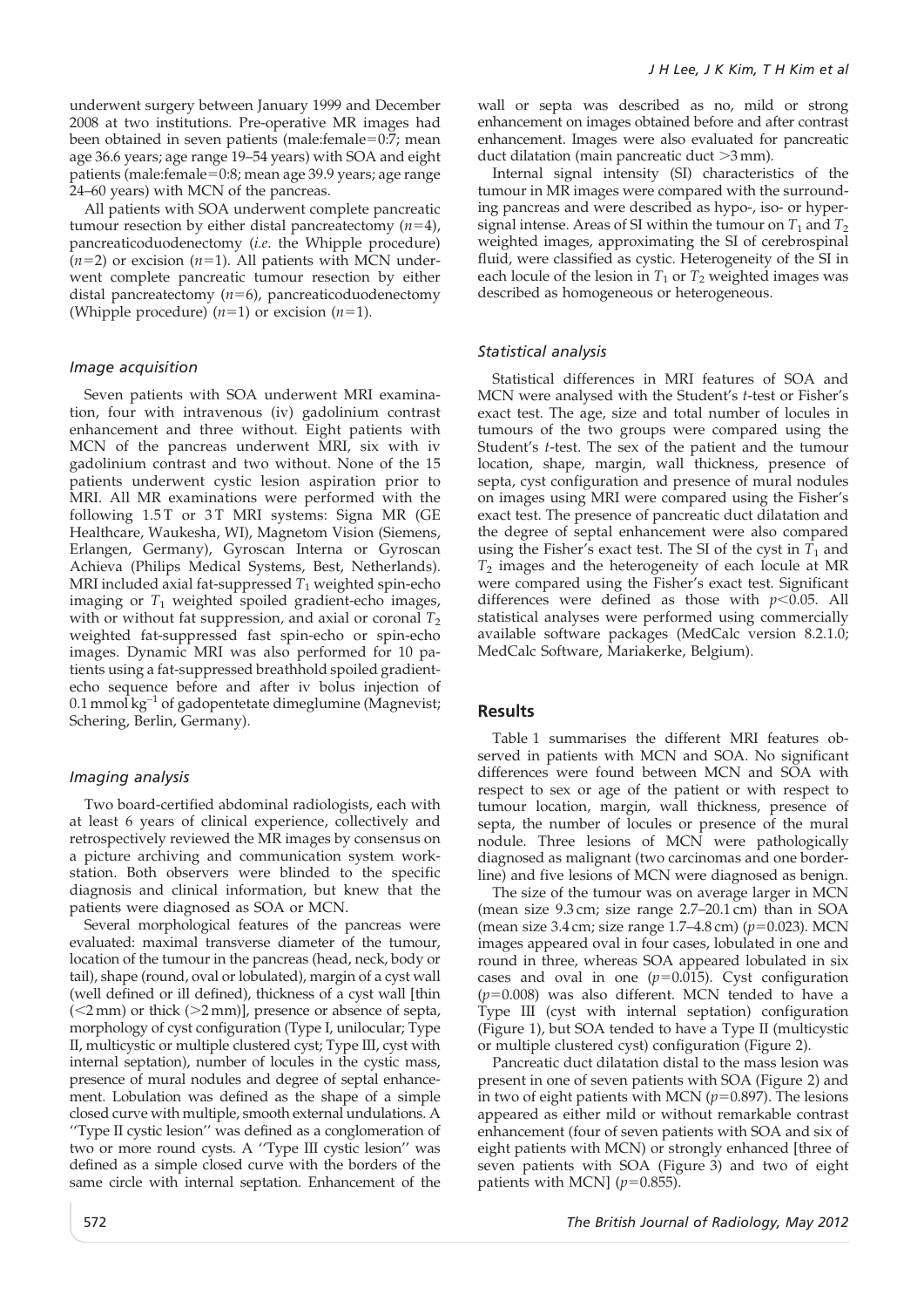underwent surgery between January 1999 and December 2008 at two institutions. Pre-operative MR images had been obtained in seven patients (male:female=0:7; mean age 36.6 years; age range 19–54 years) with SOA and eight patients (male:female=0:8; mean age 39.9 years; age range 24–60 years) with MCN of the pancreas.

All patients with SOA underwent complete pancreatic tumour resection by either distal pancreatectomy ($n$=4), pancreaticoduodenectomy (*i.e.* the Whipple procedure) ($n$=2) or excision ($n$=1). All patients with MCN underwent complete pancreatic tumour resection by either distal pancreatectomy ($n$=6), pancreaticoduodenectomy (Whipple procedure) ($n$=1) or excision ($n$=1).

### Image acquisition

Seven patients with SOA underwent MRI examination, four with intravenous (iv) gadolinium contrast enhancement and three without. Eight patients with MCN of the pancreas underwent MRI, six with iv gadolinium contrast and two without. None of the 15 patients underwent cystic lesion aspiration prior to MRI. All MR examinations were performed with the following 1.5 T or 3 T MRI systems: Signa MR (GE Healthcare, Waukesha, WI), Magnetom Vision (Siemens, Erlangen, Germany), Gyroscan Interna or Gyroscan Achieva (Philips Medical Systems, Best, Netherlands). MRI included axial fat-suppressed $T_1$ weighted spin-echo imaging or $T_1$ weighted spoiled gradient-echo images, with or without fat suppression, and axial or coronal $T_2$ weighted fat-suppressed fast spin-echo or spin-echo images. Dynamic MRI was also performed for 10 patients using a fat-suppressed breathhold spoiled gradient-echo sequence before and after iv bolus injection of 0.1 mmol kg$^{-1}$ of gadopentetate dimeglumine (Magnevist; Schering, Berlin, Germany).

### Imaging analysis

Two board-certified abdominal radiologists, each with at least 6 years of clinical experience, collectively and retrospectively reviewed the MR images by consensus on a picture archiving and communication system workstation. Both observers were blinded to the specific diagnosis and clinical information, but knew that the patients were diagnosed as SOA or MCN.

Several morphological features of the pancreas were evaluated: maximal transverse diameter of the tumour, location of the tumour in the pancreas (head, neck, body or tail), shape (round, oval or lobulated), margin of a cyst wall (well defined or ill defined), thickness of a cyst wall [thin (<2 mm) or thick (>2 mm)], presence or absence of septa, morphology of cyst configuration (Type I, unilocular; Type II, multicystic or multiple clustered cyst; Type III, cyst with internal septation), number of locules in the cystic mass, presence of mural nodules and degree of septal enhancement. Lobulation was defined as the shape of a simple closed curve with multiple, smooth external undulations. A "Type II cystic lesion" was defined as a conglomeration of two or more round cysts. A "Type III cystic lesion" was defined as a simple closed curve with the borders of the same circle with internal septation. Enhancement of the wall or septa was described as no, mild or strong enhancement on images obtained before and after contrast enhancement. Images were also evaluated for pancreatic duct dilatation (main pancreatic duct >3 mm).

Internal signal intensity (SI) characteristics of the tumour in MR images were compared with the surrounding pancreas and were described as hypo-, iso- or hypersignal intense. Areas of SI within the tumour on $T_1$ and $T_2$ weighted images, approximating the SI of cerebrospinal fluid, were classified as cystic. Heterogeneity of the SI in each locule of the lesion in $T_1$ or $T_2$ weighted images was described as homogeneous or heterogeneous.

### Statistical analysis

Statistical differences in MRI features of SOA and MCN were analysed with the Student's $t$-test or Fisher's exact test. The age, size and total number of locules in tumours of the two groups were compared using the Student's $t$-test. The sex of the patient and the tumour location, shape, margin, wall thickness, presence of septa, cyst configuration and presence of mural nodules on images using MRI were compared using the Fisher's exact test. The presence of pancreatic duct dilatation and the degree of septal enhancement were also compared using the Fisher's exact test. The SI of the cyst in $T_1$ and $T_2$ images and the heterogeneity of each locule at MR were compared using the Fisher's exact test. Significant differences were defined as those with $p<0.05$. All statistical analyses were performed using commercially available software packages (MedCalc version 8.2.1.0; MedCalc Software, Mariakerke, Belgium).

## Results

Table 1 summarises the different MRI features observed in patients with MCN and SOA. No significant differences were found between MCN and SOA with respect to sex or age of the patient or with respect to tumour location, margin, wall thickness, presence of septa, the number of locules or presence of the mural nodule. Three lesions of MCN were pathologically diagnosed as malignant (two carcinomas and one borderline) and five lesions of MCN were diagnosed as benign.

The size of the tumour was on average larger in MCN (mean size 9.3 cm; size range 2.7–20.1 cm) than in SOA (mean size 3.4 cm; size range 1.7–4.8 cm) ($p$=0.023). MCN images appeared oval in four cases, lobulated in one and round in three, whereas SOA appeared lobulated in six cases and oval in one ($p$=0.015). Cyst configuration ($p$=0.008) was also different. MCN tended to have a Type III (cyst with internal septation) configuration (Figure 1), but SOA tended to have a Type II (multicystic or multiple clustered cyst) configuration (Figure 2).

Pancreatic duct dilatation distal to the mass lesion was present in one of seven patients with SOA (Figure 2) and in two of eight patients with MCN ($p$=0.897). The lesions appeared as either mild or without remarkable contrast enhancement (four of seven patients with SOA and six of eight patients with MCN) or strongly enhanced [three of seven patients with SOA (Figure 3) and two of eight patients with MCN] ($p$=0.855).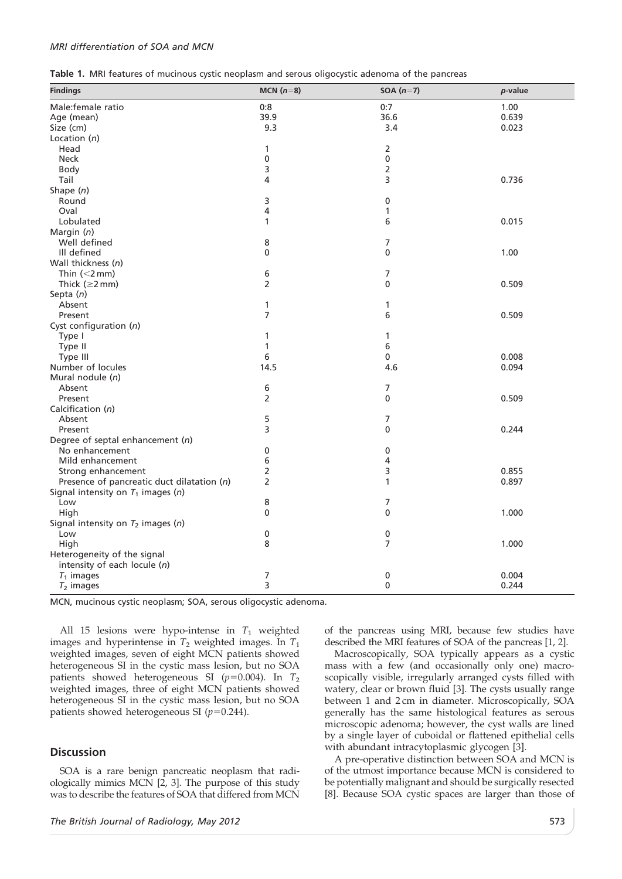**Table 1.** MRI features of mucinous cystic neoplasm and serous oligocystic adenoma of the pancreas

| Findings | MCN ($n$=8) | SOA ($n$=7) | $p$-value |
|---|---|---|---|
| Male:female ratio | 0:8 | 0:7 | 1.00 |
| Age (mean) | 39.9 | 36.6 | 0.639 |
| Size (cm) | 9.3 | 3.4 | 0.023 |
| Location ($n$) | | | |
| Head | 1 | 2 | |
| Neck | 0 | 0 | |
| Body | 3 | 2 | |
| Tail | 4 | 3 | 0.736 |
| Shape ($n$) | | | |
| Round | 3 | 0 | |
| Oval | 4 | 1 | |
| Lobulated | 1 | 6 | 0.015 |
| Margin ($n$) | | | |
| Well defined | 8 | 7 | |
| Ill defined | 0 | 0 | 1.00 |
| Wall thickness ($n$) | | | |
| Thin (<2 mm) | 6 | 7 | |
| Thick (≥2 mm) | 2 | 0 | 0.509 |
| Septa ($n$) | | | |
| Absent | 1 | 1 | |
| Present | 7 | 6 | 0.509 |
| Cyst configuration ($n$) | | | |
| Type I | 1 | 1 | |
| Type II | 1 | 6 | |
| Type III | 6 | 0 | 0.008 |
| Number of locules | 14.5 | 4.6 | 0.094 |
| Mural nodule ($n$) | | | |
| Absent | 6 | 7 | |
| Present | 2 | 0 | 0.509 |
| Calcification ($n$) | | | |
| Absent | 5 | 7 | |
| Present | 3 | 0 | 0.244 |
| Degree of septal enhancement ($n$) | | | |
| No enhancement | 0 | 0 | |
| Mild enhancement | 6 | 4 | |
| Strong enhancement | 2 | 3 | 0.855 |
| Presence of pancreatic duct dilatation ($n$) | 2 | 1 | 0.897 |
| Signal intensity on $T_1$ images ($n$) | | | |
| Low | 8 | 7 | |
| High | 0 | 0 | 1.000 |
| Signal intensity on $T_2$ images ($n$) | | | |
| Low | 0 | 0 | |
| High | 8 | 7 | 1.000 |
| Heterogeneity of the signal intensity of each locule ($n$) | | | |
| $T_1$ images | 7 | 0 | 0.004 |
| $T_2$ images | 3 | 0 | 0.244 |

MCN, mucinous cystic neoplasm; SOA, serous oligocystic adenoma.

All 15 lesions were hypo-intense in $T_1$ weighted images and hyperintense in $T_2$ weighted images. In $T_1$ weighted images, seven of eight MCN patients showed heterogeneous SI in the cystic mass lesion, but no SOA patients showed heterogeneous SI ($p$=0.004). In $T_2$ weighted images, three of eight MCN patients showed heterogeneous SI in the cystic mass lesion, but no SOA patients showed heterogeneous SI ($p$=0.244).

## Discussion

SOA is a rare benign pancreatic neoplasm that radiologically mimics MCN [2, 3]. The purpose of this study was to describe the features of SOA that differed from MCN of the pancreas using MRI, because few studies have described the MRI features of SOA of the pancreas [1, 2].

Macroscopically, SOA typically appears as a cystic mass with a few (and occasionally only one) macroscopically visible, irregularly arranged cysts filled with watery, clear or brown fluid [3]. The cysts usually range between 1 and 2 cm in diameter. Microscopically, SOA generally has the same histological features as serous microscopic adenoma; however, the cyst walls are lined by a single layer of cuboidal or flattened epithelial cells with abundant intracytoplasmic glycogen [3].

A pre-operative distinction between SOA and MCN is of the utmost importance because MCN is considered to be potentially malignant and should be surgically resected [8]. Because SOA cystic spaces are larger than those of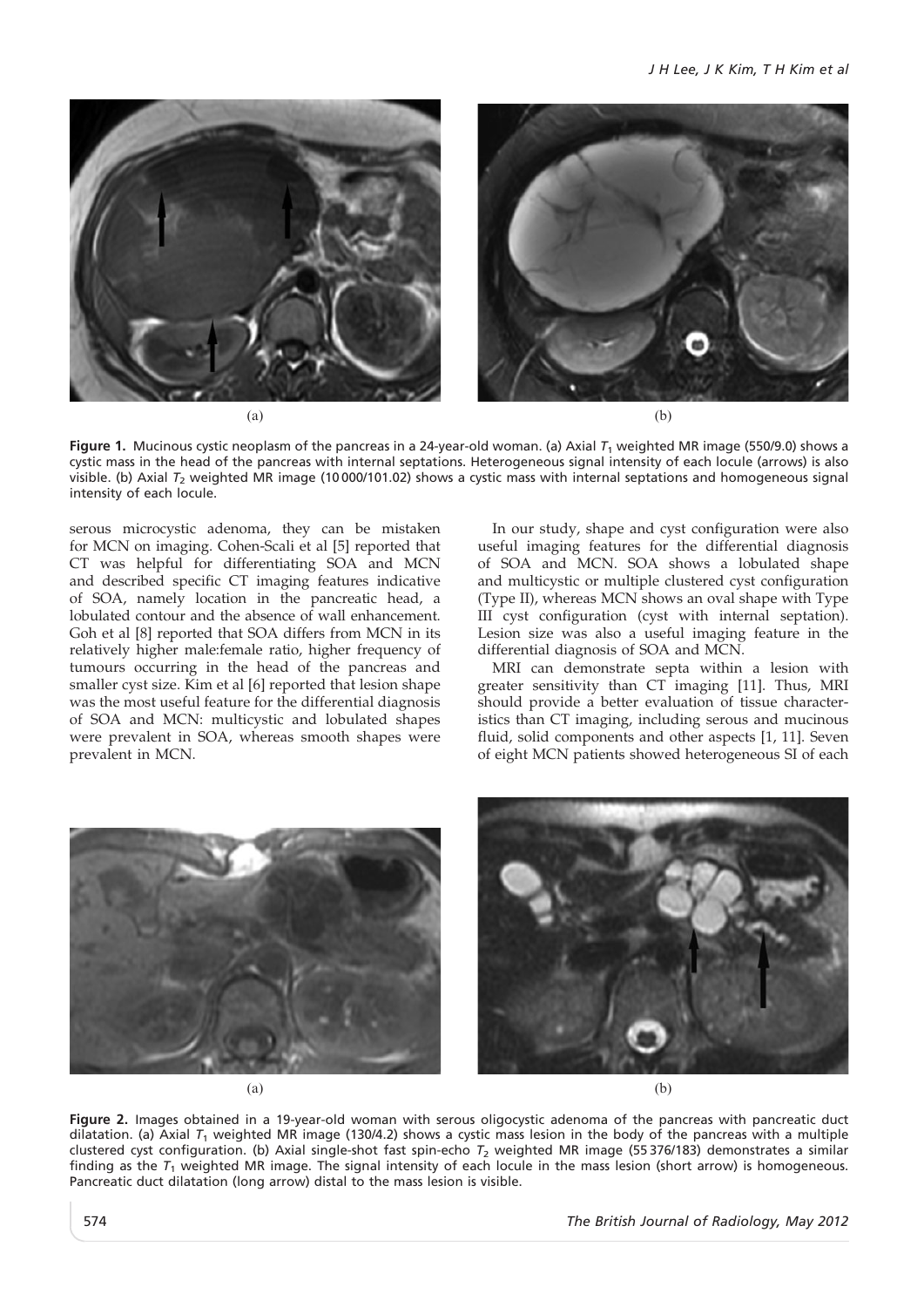**Figure 1.** Mucinous cystic neoplasm of the pancreas in a 24-year-old woman. (a) Axial $T_1$ weighted MR image (550/9.0) shows a cystic mass in the head of the pancreas with internal septations. Heterogeneous signal intensity of each locule (arrows) is also visible. (b) Axial $T_2$ weighted MR image (10 000/101.02) shows a cystic mass with internal septations and homogeneous signal intensity of each locule.

serous microcystic adenoma, they can be mistaken for MCN on imaging. Cohen-Scali et al [5] reported that CT was helpful for differentiating SOA and MCN and described specific CT imaging features indicative of SOA, namely location in the pancreatic head, a lobulated contour and the absence of wall enhancement. Goh et al [8] reported that SOA differs from MCN in its relatively higher male:female ratio, higher frequency of tumours occurring in the head of the pancreas and smaller cyst size. Kim et al [6] reported that lesion shape was the most useful feature for the differential diagnosis of SOA and MCN: multicystic and lobulated shapes were prevalent in SOA, whereas smooth shapes were prevalent in MCN.

In our study, shape and cyst configuration were also useful imaging features for the differential diagnosis of SOA and MCN. SOA shows a lobulated shape and multicystic or multiple clustered cyst configuration (Type II), whereas MCN shows an oval shape with Type III cyst configuration (cyst with internal septation). Lesion size was also a useful imaging feature in the differential diagnosis of SOA and MCN.

MRI can demonstrate septa within a lesion with greater sensitivity than CT imaging [11]. Thus, MRI should provide a better evaluation of tissue characteristics than CT imaging, including serous and mucinous fluid, solid components and other aspects [1, 11]. Seven of eight MCN patients showed heterogeneous SI of each

**Figure 2.** Images obtained in a 19-year-old woman with serous oligocystic adenoma of the pancreas with pancreatic duct dilatation. (a) Axial $T_1$ weighted MR image (130/4.2) shows a cystic mass lesion in the body of the pancreas with a multiple clustered cyst configuration. (b) Axial single-shot fast spin-echo $T_2$ weighted MR image (55 376/183) demonstrates a similar finding as the $T_1$ weighted MR image. The signal intensity of each locule in the mass lesion (short arrow) is homogeneous. Pancreatic duct dilatation (long arrow) distal to the mass lesion is visible.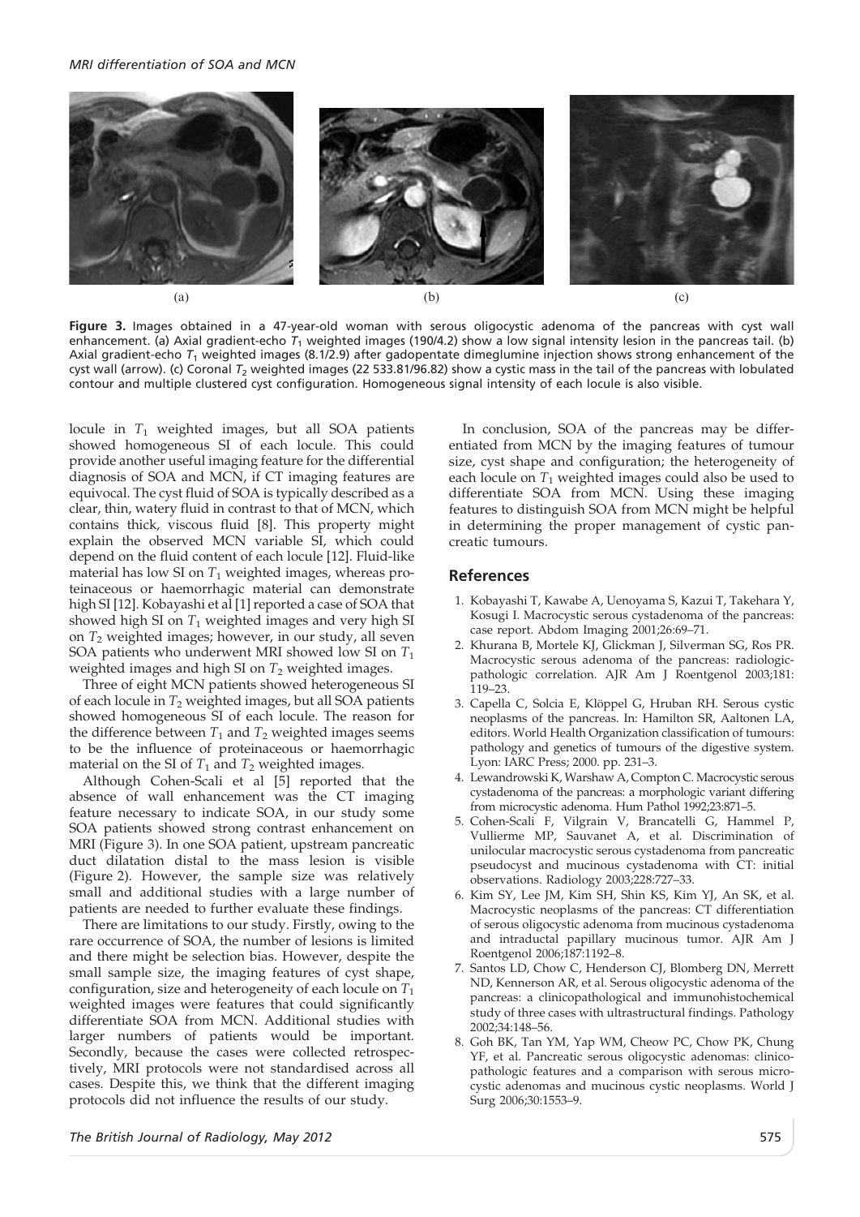**Figure 3.** Images obtained in a 47-year-old woman with serous oligocystic adenoma of the pancreas with cyst wall enhancement. (a) Axial gradient-echo $T_1$ weighted images (190/4.2) show a low signal intensity lesion in the pancreas tail. (b) Axial gradient-echo $T_1$ weighted images (8.1/2.9) after gadopentate dimeglumine injection shows strong enhancement of the cyst wall (arrow). (c) Coronal $T_2$ weighted images (22 533.81/96.82) show a cystic mass in the tail of the pancreas with lobulated contour and multiple clustered cyst configuration. Homogeneous signal intensity of each locule is also visible.

locule in $T_1$ weighted images, but all SOA patients showed homogeneous SI of each locule. This could provide another useful imaging feature for the differential diagnosis of SOA and MCN, if CT imaging features are equivocal. The cyst fluid of SOA is typically described as a clear, thin, watery fluid in contrast to that of MCN, which contains thick, viscous fluid [8]. This property might explain the observed MCN variable SI, which could depend on the fluid content of each locule [12]. Fluid-like material has low SI on $T_1$ weighted images, whereas proteinaceous or haemorrhagic material can demonstrate high SI [12]. Kobayashi et al [1] reported a case of SOA that showed high SI on $T_1$ weighted images and very high SI on $T_2$ weighted images; however, in our study, all seven SOA patients who underwent MRI showed low SI on $T_1$ weighted images and high SI on $T_2$ weighted images.

Three of eight MCN patients showed heterogeneous SI of each locule in $T_2$ weighted images, but all SOA patients showed homogeneous SI of each locule. The reason for the difference between $T_1$ and $T_2$ weighted images seems to be the influence of proteinaceous or haemorrhagic material on the SI of $T_1$ and $T_2$ weighted images.

Although Cohen-Scali et al [5] reported that the absence of wall enhancement was the CT imaging feature necessary to indicate SOA, in our study some SOA patients showed strong contrast enhancement on MRI (Figure 3). In one SOA patient, upstream pancreatic duct dilatation distal to the mass lesion is visible (Figure 2). However, the sample size was relatively small and additional studies with a large number of patients are needed to further evaluate these findings.

There are limitations to our study. Firstly, owing to the rare occurrence of SOA, the number of lesions is limited and there might be selection bias. However, despite the small sample size, the imaging features of cyst shape, configuration, size and heterogeneity of each locule on $T_1$ weighted images were features that could significantly differentiate SOA from MCN. Additional studies with larger numbers of patients would be important. Secondly, because the cases were collected retrospectively, MRI protocols were not standardised across all cases. Despite this, we think that the different imaging protocols did not influence the results of our study.

In conclusion, SOA of the pancreas may be differentiated from MCN by the imaging features of tumour size, cyst shape and configuration; the heterogeneity of each locule on $T_1$ weighted images could also be used to differentiate SOA from MCN. Using these imaging features to distinguish SOA from MCN might be helpful in determining the proper management of cystic pancreatic tumours.

## References

1. Kobayashi T, Kawabe A, Uenoyama S, Kazui T, Takehara Y, Kosugi I. Macrocystic serous cystadenoma of the pancreas: case report. Abdom Imaging 2001;26:69–71.
2. Khurana B, Mortele KJ, Glickman J, Silverman SG, Ros PR. Macrocystic serous adenoma of the pancreas: radiologic-pathologic correlation. AJR Am J Roentgenol 2003;181: 119–23.
3. Capella C, Solcia E, Klöppel G, Hruban RH. Serous cystic neoplasms of the pancreas. In: Hamilton SR, Aaltonen LA, editors. World Health Organization classification of tumours: pathology and genetics of tumours of the digestive system. Lyon: IARC Press; 2000. pp. 231–3.
4. Lewandrowski K, Warshaw A, Compton C. Macrocystic serous cystadenoma of the pancreas: a morphologic variant differing from microcystic adenoma. Hum Pathol 1992;23:871–5.
5. Cohen-Scali F, Vilgrain V, Brancatelli G, Hammel P, Vullierme MP, Sauvanet A, et al. Discrimination of unilocular macrocystic serous cystadenoma from pancreatic pseudocyst and mucinous cystadenoma with CT: initial observations. Radiology 2003;228:727–33.
6. Kim SY, Lee JM, Kim SH, Shin KS, Kim YJ, An SK, et al. Macrocystic neoplasms of the pancreas: CT differentiation of serous oligocystic adenoma from mucinous cystadenoma and intraductal papillary mucinous tumor. AJR Am J Roentgenol 2006;187:1192–8.
7. Santos LD, Chow C, Henderson CJ, Blomberg DN, Merrett ND, Kennerson AR, et al. Serous oligocystic adenoma of the pancreas: a clinicopathological and immunohistochemical study of three cases with ultrastructural findings. Pathology 2002;34:148–56.
8. Goh BK, Tan YM, Yap WM, Cheow PC, Chow PK, Chung YF, et al. Pancreatic serous oligocystic adenomas: clinicopathologic features and a comparison with serous microcystic adenomas and mucinous cystic neoplasms. World J Surg 2006;30:1553–9.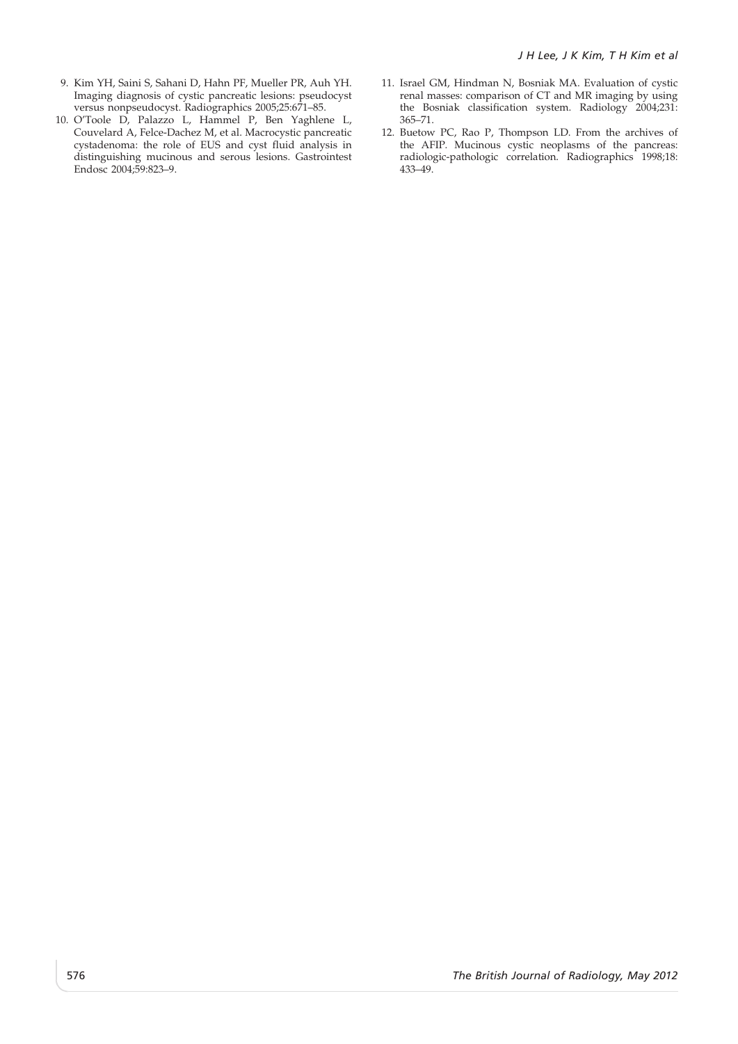9. Kim YH, Saini S, Sahani D, Hahn PF, Mueller PR, Auh YH. Imaging diagnosis of cystic pancreatic lesions: pseudocyst versus nonpseudocyst. Radiographics 2005;25:671–85.
10. O'Toole D, Palazzo L, Hammel P, Ben Yaghlene L, Couvelard A, Felce-Dachez M, et al. Macrocystic pancreatic cystadenoma: the role of EUS and cyst fluid analysis in distinguishing mucinous and serous lesions. Gastrointest Endosc 2004;59:823–9.
11. Israel GM, Hindman N, Bosniak MA. Evaluation of cystic renal masses: comparison of CT and MR imaging by using the Bosniak classification system. Radiology 2004;231: 365–71.
12. Buetow PC, Rao P, Thompson LD. From the archives of the AFIP. Mucinous cystic neoplasms of the pancreas: radiologic-pathologic correlation. Radiographics 1998;18: 433–49.